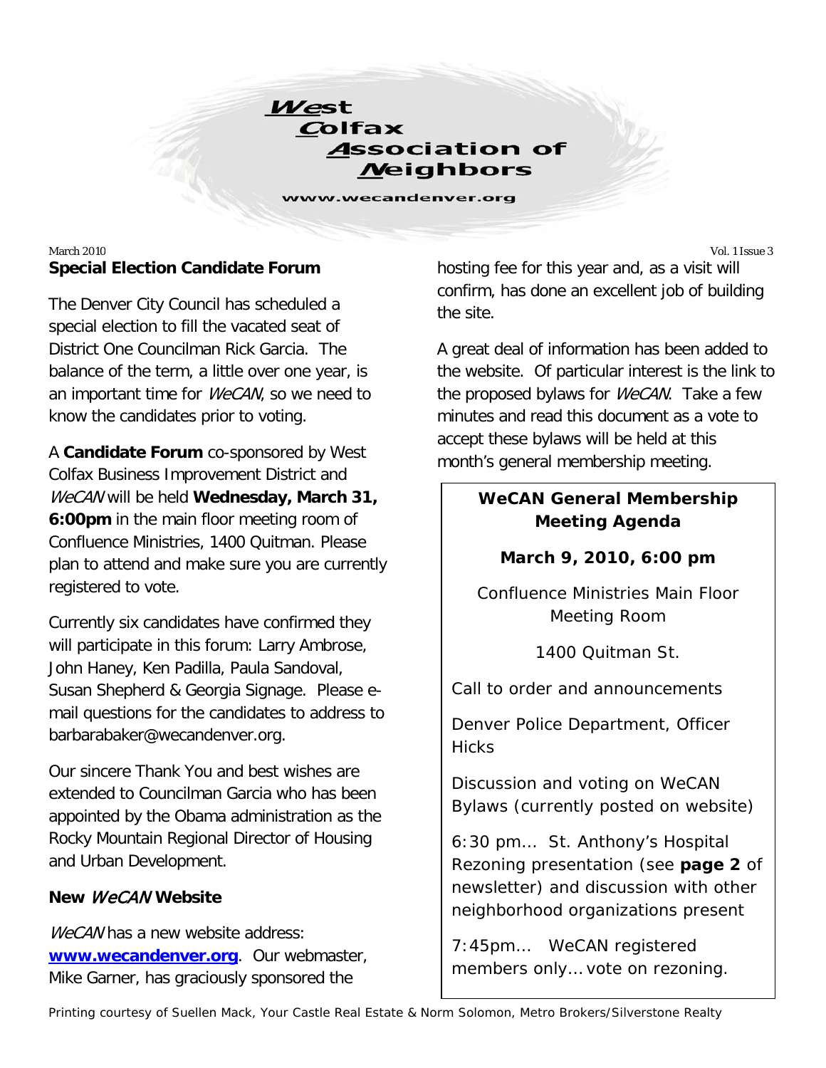# West Colfax Association of Neighbors

www.wecandenver.org

March 2010

Vol. 1 Issue 3

## Special Election Candidate Forum

The Denver City Council has scheduled a special election to fill the vacated seat of District One Councilman Rick Garcia. The balance of the term, a little over one year, is an important time for *WeCAN*, so we need to know the candidates prior to voting.

A **Candidate Forum** co-sponsored by West Colfax Business Improvement District and *WeCAN* will be held **Wednesday, March 31, 6:00pm** in the main floor meeting room of Confluence Ministries, 1400 Quitman. Please plan to attend and make sure you are currently registered to vote.

Currently six candidates have confirmed they will participate in this forum: Larry Ambrose, John Haney, Ken Padilla, Paula Sandoval, Susan Shepherd & Georgia Signage. Please e-mail questions for the candidates to address to barbarabaker@wecandenver.org.

Our sincere Thank You and best wishes are extended to Councilman Garcia who has been appointed by the Obama administration as the Rocky Mountain Regional Director of Housing and Urban Development.

## New *WeCAN* Website

*WeCAN* has a new website address: **[www.wecandenver.org](http://www.wecandenver.org)**. Our webmaster, Mike Garner, has graciously sponsored the hosting fee for this year and, as a visit will confirm, has done an excellent job of building the site.

A great deal of information has been added to the website. Of particular interest is the link to the proposed bylaws for *WeCAN*. Take a few minutes and read this document as a vote to accept these bylaws will be held at this month's general membership meeting.

### WeCAN General Membership Meeting Agenda

**March 9, 2010, 6:00 pm**

Confluence Ministries Main Floor Meeting Room

1400 Quitman St.

Call to order and announcements

Denver Police Department, Officer Hicks

Discussion and voting on WeCAN Bylaws (currently posted on website)

6:30 pm… St. Anthony's Hospital Rezoning presentation (see **page 2** of newsletter) and discussion with other neighborhood organizations present

7:45pm… WeCAN registered members only… vote on rezoning.

Printing courtesy of Suellen Mack, Your Castle Real Estate & Norm Solomon, Metro Brokers/Silverstone Realty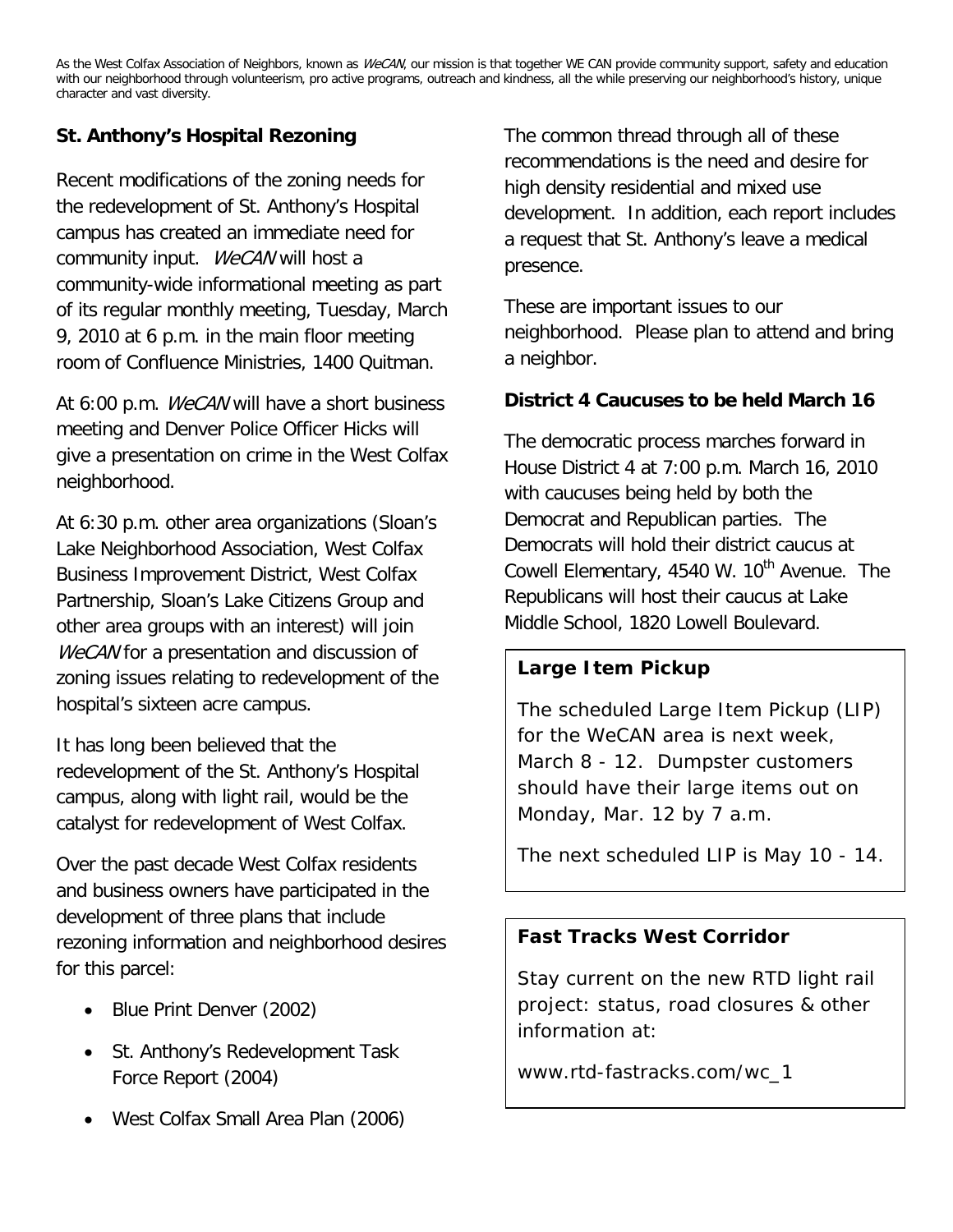As the West Colfax Association of Neighbors, known as *WeCAN*, our mission is that together WE CAN provide community support, safety and education with our neighborhood through volunteerism, pro active programs, outreach and kindness, all the while preserving our neighborhood's history, unique character and vast diversity.

## St. Anthony's Hospital Rezoning

Recent modifications of the zoning needs for the redevelopment of St. Anthony's Hospital campus has created an immediate need for community input. *WeCAN* will host a community-wide informational meeting as part of its regular monthly meeting, Tuesday, March 9, 2010 at 6 p.m. in the main floor meeting room of Confluence Ministries, 1400 Quitman.

At 6:00 p.m. *WeCAN* will have a short business meeting and Denver Police Officer Hicks will give a presentation on crime in the West Colfax neighborhood.

At 6:30 p.m. other area organizations (Sloan's Lake Neighborhood Association, West Colfax Business Improvement District, West Colfax Partnership, Sloan's Lake Citizens Group and other area groups with an interest) will join *WeCAN* for a presentation and discussion of zoning issues relating to redevelopment of the hospital's sixteen acre campus.

It has long been believed that the redevelopment of the St. Anthony's Hospital campus, along with light rail, would be the catalyst for redevelopment of West Colfax.

Over the past decade West Colfax residents and business owners have participated in the development of three plans that include rezoning information and neighborhood desires for this parcel:

- Blue Print Denver (2002)
- St. Anthony's Redevelopment Task Force Report (2004)
- West Colfax Small Area Plan (2006)

The common thread through all of these recommendations is the need and desire for high density residential and mixed use development. In addition, each report includes a request that St. Anthony's leave a medical presence.

These are important issues to our neighborhood. Please plan to attend and bring a neighbor.

## District 4 Caucuses to be held March 16

The democratic process marches forward in House District 4 at 7:00 p.m. March 16, 2010 with caucuses being held by both the Democrat and Republican parties. The Democrats will hold their district caucus at Cowell Elementary, 4540 W. 10th Avenue. The Republicans will host their caucus at Lake Middle School, 1820 Lowell Boulevard.

## Large Item Pickup

The scheduled Large Item Pickup (LIP) for the WeCAN area is next week, March 8 - 12. Dumpster customers should have their large items out on Monday, Mar. 12 by 7 a.m.

The next scheduled LIP is May 10 - 14.

## Fast Tracks West Corridor

Stay current on the new RTD light rail project: status, road closures & other information at:

www.rtd-fastracks.com/wc_1